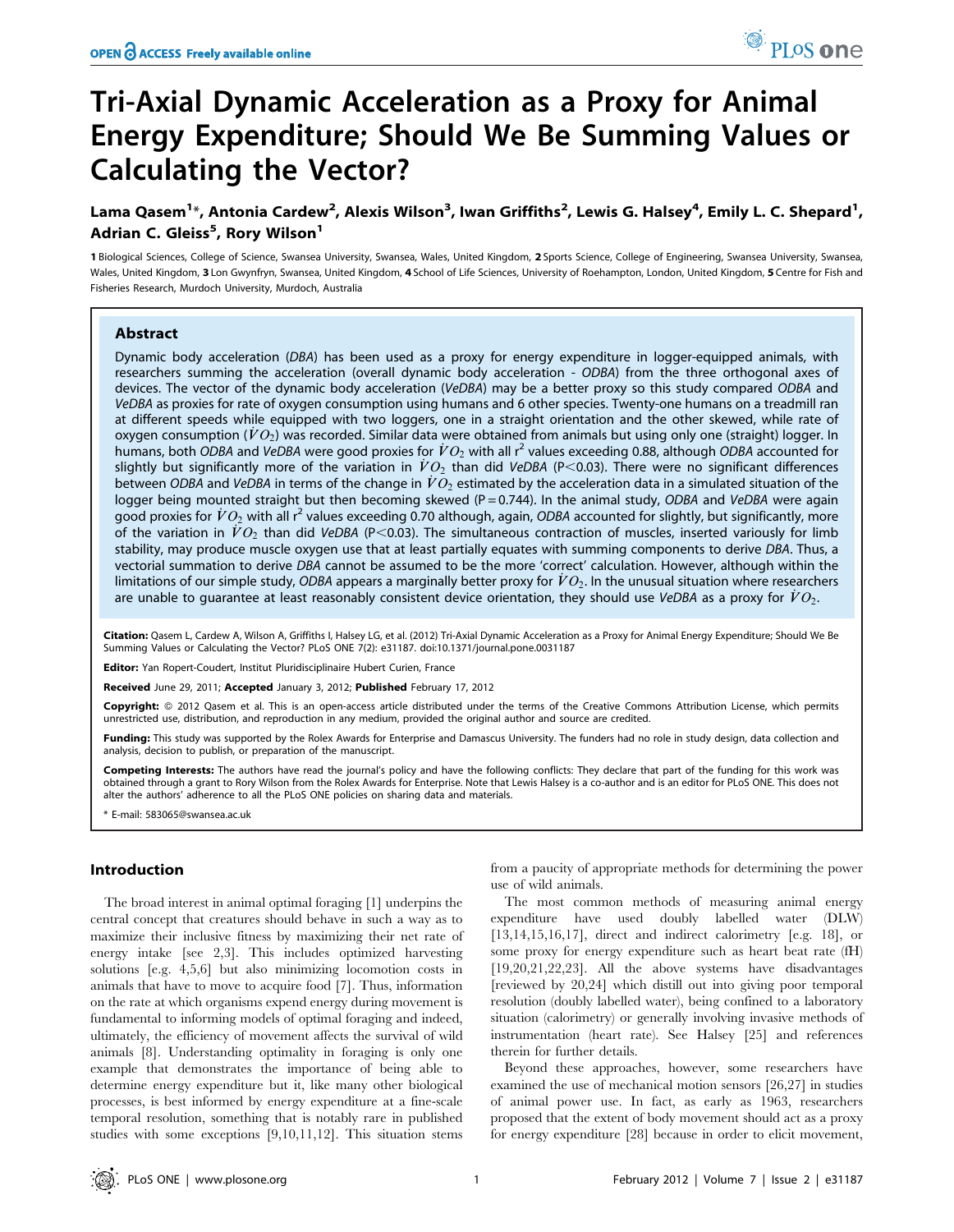# Tri-Axial Dynamic Acceleration as a Proxy for Animal Energy Expenditure; Should We Be Summing Values or Calculating the Vector?

**Lama Qasem[1]*, Antonia Cardew[2], Alexis Wilson[3], Iwan Griffiths[2], Lewis G. Halsey[4], Emily L. C. Shepard[1], Adrian C. Gleiss[5], Rory Wilson[1]**

[1] Biological Sciences, College of Science, Swansea University, Swansea, Wales, United Kingdom, [2] Sports Science, College of Engineering, Swansea University, Swansea, Wales, United Kingdom, [3] Lon Gwynfryn, Swansea, United Kingdom, [4] School of Life Sciences, University of Roehampton, London, United Kingdom, [5] Centre for Fish and Fisheries Research, Murdoch University, Murdoch, Australia

## Abstract

Dynamic body acceleration (*DBA*) has been used as a proxy for energy expenditure in logger-equipped animals, with researchers summing the acceleration (overall dynamic body acceleration - *ODBA*) from the three orthogonal axes of devices. The vector of the dynamic body acceleration (*VeDBA*) may be a better proxy so this study compared *ODBA* and *VeDBA* as proxies for rate of oxygen consumption using humans and 6 other species. Twenty-one humans on a treadmill ran at different speeds while equipped with two loggers, one in a straight orientation and the other skewed, while rate of oxygen consumption ($\dot{V}O_2$) was recorded. Similar data were obtained from animals but using only one (straight) logger. In humans, both *ODBA* and *VeDBA* were good proxies for $\dot{V}O_2$ with all $r^2$ values exceeding 0.88, although *ODBA* accounted for slightly but significantly more of the variation in $\dot{V}O_2$ than did *VeDBA* ($P<0.03$). There were no significant differences between *ODBA* and *VeDBA* in terms of the change in $\dot{V}O_2$ estimated by the acceleration data in a simulated situation of the logger being mounted straight but then becoming skewed ($P=0.744$). In the animal study, *ODBA* and *VeDBA* were again good proxies for $\dot{V}O_2$ with all $r^2$ values exceeding 0.70 although, again, *ODBA* accounted for slightly, but significantly, more of the variation in $\dot{V}O_2$ than did *VeDBA* ($P<0.03$). The simultaneous contraction of muscles, inserted variously for limb stability, may produce muscle oxygen use that at least partially equates with summing components to derive *DBA*. Thus, a vectorial summation to derive *DBA* cannot be assumed to be the more 'correct' calculation. However, although within the limitations of our simple study, *ODBA* appears a marginally better proxy for $\dot{V}O_2$. In the unusual situation where researchers are unable to guarantee at least reasonably consistent device orientation, they should use *VeDBA* as a proxy for $\dot{V}O_2$.

**Citation:** Qasem L, Cardew A, Wilson A, Griffiths I, Halsey LG, et al. (2012) Tri-Axial Dynamic Acceleration as a Proxy for Animal Energy Expenditure; Should We Be Summing Values or Calculating the Vector? PLoS ONE 7(2): e31187. doi:10.1371/journal.pone.0031187

**Editor:** Yan Ropert-Coudert, Institut Pluridisciplinaire Hubert Curien, France

**Received** June 29, 2011; **Accepted** January 3, 2012; **Published** February 17, 2012

**Copyright:** © 2012 Qasem et al. This is an open-access article distributed under the terms of the Creative Commons Attribution License, which permits unrestricted use, distribution, and reproduction in any medium, provided the original author and source are credited.

**Funding:** This study was supported by the Rolex Awards for Enterprise and Damascus University. The funders had no role in study design, data collection and analysis, decision to publish, or preparation of the manuscript.

**Competing Interests:** The authors have read the journal's policy and have the following conflicts: They declare that part of the funding for this work was obtained through a grant to Rory Wilson from the Rolex Awards for Enterprise. Note that Lewis Halsey is a co-author and is an editor for PLoS ONE. This does not alter the authors' adherence to all the PLoS ONE policies on sharing data and materials.

\* E-mail: 583065@swansea.ac.uk

## Introduction

The broad interest in animal optimal foraging [1] underpins the central concept that creatures should behave in such a way as to maximize their inclusive fitness by maximizing their net rate of energy intake [see 2,3]. This includes optimized harvesting solutions [e.g. 4,5,6] but also minimizing locomotion costs in animals that have to move to acquire food [7]. Thus, information on the rate at which organisms expend energy during movement is fundamental to informing models of optimal foraging and indeed, ultimately, the efficiency of movement affects the survival of wild animals [8]. Understanding optimality in foraging is only one example that demonstrates the importance of being able to determine energy expenditure but it, like many other biological processes, is best informed by energy expenditure at a fine-scale temporal resolution, something that is notably rare in published studies with some exceptions [9,10,11,12]. This situation stems from a paucity of appropriate methods for determining the power use of wild animals.

The most common methods of measuring animal energy expenditure have used doubly labelled water (DLW) [13,14,15,16,17], direct and indirect calorimetry [e.g. 18], or some proxy for energy expenditure such as heart beat rate (fH) [19,20,21,22,23]. All the above systems have disadvantages [reviewed by 20,24] which distill out into giving poor temporal resolution (doubly labelled water), being confined to a laboratory situation (calorimetry) or generally involving invasive methods of instrumentation (heart rate). See Halsey [25] and references therein for further details.

Beyond these approaches, however, some researchers have examined the use of mechanical motion sensors [26,27] in studies of animal power use. In fact, as early as 1963, researchers proposed that the extent of body movement should act as a proxy for energy expenditure [28] because in order to elicit movement,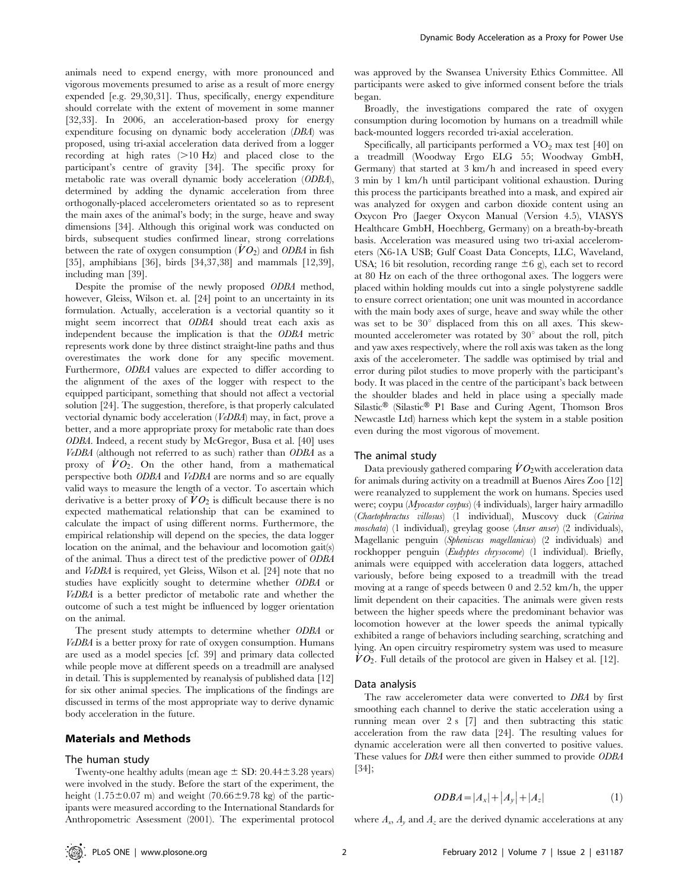animals need to expend energy, with more pronounced and vigorous movements presumed to arise as a result of more energy expended [e.g. 29,30,31]. Thus, specifically, energy expenditure should correlate with the extent of movement in some manner [32,33]. In 2006, an acceleration-based proxy for energy expenditure focusing on dynamic body acceleration (*DBA*) was proposed, using tri-axial acceleration data derived from a logger recording at high rates (>10 Hz) and placed close to the participant's centre of gravity [34]. The specific proxy for metabolic rate was overall dynamic body acceleration (*ODBA*), determined by adding the dynamic acceleration from three orthogonally-placed accelerometers orientated so as to represent the main axes of the animal's body; in the surge, heave and sway dimensions [34]. Although this original work was conducted on birds, subsequent studies confirmed linear, strong correlations between the rate of oxygen consumption ($\dot{V}O_2$) and *ODBA* in fish [35], amphibians [36], birds [34,37,38] and mammals [12,39], including man [39].

Despite the promise of the newly proposed *ODBA* method, however, Gleiss, Wilson et. al. [24] point to an uncertainty in its formulation. Actually, acceleration is a vectorial quantity so it might seem incorrect that *ODBA* should treat each axis as independent because the implication is that the *ODBA* metric represents work done by three distinct straight-line paths and thus overestimates the work done for any specific movement. Furthermore, *ODBA* values are expected to differ according to the alignment of the axes of the logger with respect to the equipped participant, something that should not affect a vectorial solution [24]. The suggestion, therefore, is that properly calculated vectorial dynamic body acceleration (*VeDBA*) may, in fact, prove a better, and a more appropriate proxy for metabolic rate than does *ODBA*. Indeed, a recent study by McGregor, Busa et al. [40] uses *VeDBA* (although not referred to as such) rather than *ODBA* as a proxy of $\dot{V}O_2$. On the other hand, from a mathematical perspective both *ODBA* and *VeDBA* are norms and so are equally valid ways to measure the length of a vector. To ascertain which derivative is a better proxy of $\dot{V}O_2$ is difficult because there is no expected mathematical relationship that can be examined to calculate the impact of using different norms. Furthermore, the empirical relationship will depend on the species, the data logger location on the animal, and the behaviour and locomotion gait(s) of the animal. Thus a direct test of the predictive power of *ODBA* and *VeDBA* is required, yet Gleiss, Wilson et al. [24] note that no studies have explicitly sought to determine whether *ODBA* or *VeDBA* is a better predictor of metabolic rate and whether the outcome of such a test might be influenced by logger orientation on the animal.

The present study attempts to determine whether *ODBA* or *VeDBA* is a better proxy for rate of oxygen consumption. Humans are used as a model species [cf. 39] and primary data collected while people move at different speeds on a treadmill are analysed in detail. This is supplemented by reanalysis of published data [12] for six other animal species. The implications of the findings are discussed in terms of the most appropriate way to derive dynamic body acceleration in the future.

## Materials and Methods

### The human study

Twenty-one healthy adults (mean age ± SD: 20.44±3.28 years) were involved in the study. Before the start of the experiment, the height (1.75±0.07 m) and weight (70.66±9.78 kg) of the participants were measured according to the International Standards for Anthropometric Assessment (2001). The experimental protocol was approved by the Swansea University Ethics Committee. All participants were asked to give informed consent before the trials began.

Broadly, the investigations compared the rate of oxygen consumption during locomotion by humans on a treadmill while back-mounted loggers recorded tri-axial acceleration.

Specifically, all participants performed a $VO_2$ max test [40] on a treadmill (Woodway Ergo ELG 55; Woodway GmbH, Germany) that started at 3 km/h and increased in speed every 3 min by 1 km/h until participant volitional exhaustion. During this process the participants breathed into a mask, and expired air was analyzed for oxygen and carbon dioxide content using an Oxycon Pro (Jaeger Oxycon Manual (Version 4.5), VIASYS Healthcare GmbH, Hoechberg, Germany) on a breath-by-breath basis. Acceleration was measured using two tri-axial accelerometers (X6-1A USB; Gulf Coast Data Concepts, LLC, Waveland, USA; 16 bit resolution, recording range ±6 g), each set to record at 80 Hz on each of the three orthogonal axes. The loggers were placed within holding moulds cut into a single polystyrene saddle to ensure correct orientation; one unit was mounted in accordance with the main body axes of surge, heave and sway while the other was set to be 30° displaced from this on all axes. This skew-mounted accelerometer was rotated by 30° about the roll, pitch and yaw axes respectively, where the roll axis was taken as the long axis of the accelerometer. The saddle was optimised by trial and error during pilot studies to move properly with the participant's body. It was placed in the centre of the participant's back between the shoulder blades and held in place using a specially made Silastic® (Silastic® P1 Base and Curing Agent, Thomson Bros Newcastle Ltd) harness which kept the system in a stable position even during the most vigorous of movement.

### The animal study

Data previously gathered comparing $\dot{V}O_2$ with acceleration data for animals during activity on a treadmill at Buenos Aires Zoo [12] were reanalyzed to supplement the work on humans. Species used were; coypu (*Myocastor coypus*) (4 individuals), larger hairy armadillo (*Chaetophractus villosus*) (1 individual), Muscovy duck (*Cairina moschata*) (1 individual), greylag goose (*Anser anser*) (2 individuals), Magellanic penguin (*Spheniscus magellanicus*) (2 individuals) and rockhopper penguin (*Eudyptes chrysocome*) (1 individual). Briefly, animals were equipped with acceleration data loggers, attached variously, before being exposed to a treadmill with the tread moving at a range of speeds between 0 and 2.52 km/h, the upper limit dependent on their capacities. The animals were given rests between the higher speeds where the predominant behavior was locomotion however at the lower speeds the animal typically exhibited a range of behaviors including searching, scratching and lying. An open circuitry respirometry system was used to measure $\dot{V}O_2$. Full details of the protocol are given in Halsey et al. [12].

### Data analysis

The raw accelerometer data were converted to *DBA* by first smoothing each channel to derive the static acceleration using a running mean over 2 s [7] and then subtracting this static acceleration from the raw data [24]. The resulting values for dynamic acceleration were all then converted to positive values. These values for *DBA* were then either summed to provide *ODBA* [34];

$$ODBA = |A_x| + |A_y| + |A_z| \tag{1}$$

where $A_x$, $A_y$ and $A_z$ are the derived dynamic accelerations at any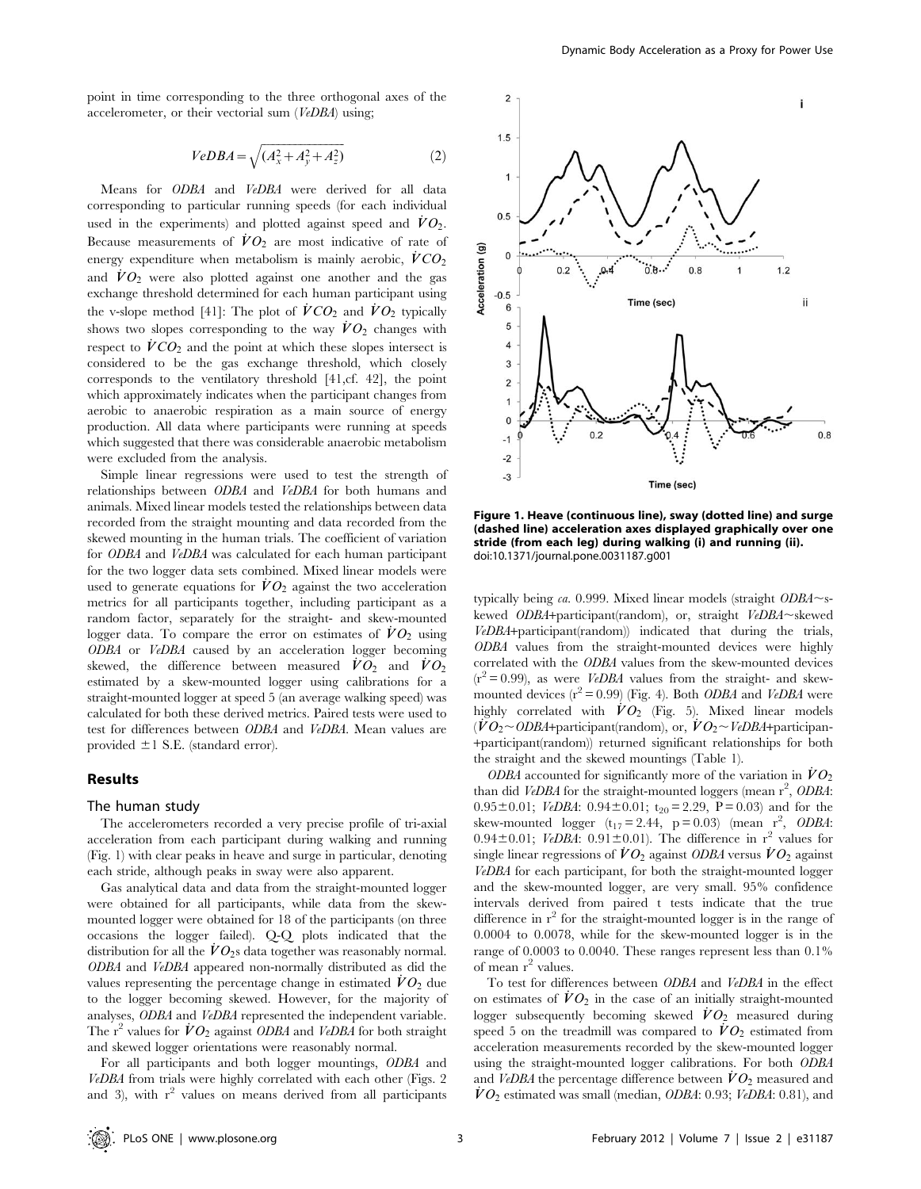point in time corresponding to the three orthogonal axes of the accelerometer, or their vectorial sum (*VeDBA*) using;

$$VeDBA = \sqrt{(A_x^2 + A_y^2 + A_z^2)} \qquad (2)$$

Means for *ODBA* and *VeDBA* were derived for all data corresponding to particular running speeds (for each individual used in the experiments) and plotted against speed and $\dot{V}O_2$. Because measurements of $\dot{V}O_2$ are most indicative of rate of energy expenditure when metabolism is mainly aerobic, $\dot{V}CO_2$ and $\dot{V}O_2$ were also plotted against one another and the gas exchange threshold determined for each human participant using the v-slope method [41]: The plot of $\dot{V}CO_2$ and $\dot{V}O_2$ typically shows two slopes corresponding to the way $\dot{V}O_2$ changes with respect to $\dot{V}CO_2$ and the point at which these slopes intersect is considered to be the gas exchange threshold, which closely corresponds to the ventilatory threshold [41,cf. 42], the point which approximately indicates when the participant changes from aerobic to anaerobic respiration as a main source of energy production. All data where participants were running at speeds which suggested that there was considerable anaerobic metabolism were excluded from the analysis.

Simple linear regressions were used to test the strength of relationships between *ODBA* and *VeDBA* for both humans and animals. Mixed linear models tested the relationships between data recorded from the straight mounting and data recorded from the skewed mounting in the human trials. The coefficient of variation for *ODBA* and *VeDBA* was calculated for each human participant for the two logger data sets combined. Mixed linear models were used to generate equations for $\dot{V}O_2$ against the two acceleration metrics for all participants together, including participant as a random factor, separately for the straight- and skew-mounted logger data. To compare the error on estimates of $\dot{V}O_2$ using *ODBA* or *VeDBA* caused by an acceleration logger becoming skewed, the difference between measured $\dot{V}O_2$ and $\dot{V}O_2$ estimated by a skew-mounted logger using calibrations for a straight-mounted logger at speed 5 (an average walking speed) was calculated for both these derived metrics. Paired tests were used to test for differences between *ODBA* and *VeDBA*. Mean values are provided ±1 S.E. (standard error).

## Results

### The human study

The accelerometers recorded a very precise profile of tri-axial acceleration from each participant during walking and running (Fig. 1) with clear peaks in heave and surge in particular, denoting each stride, although peaks in sway were also apparent.

Gas analytical data and data from the straight-mounted logger were obtained for all participants, while data from the skew-mounted logger were obtained for 18 of the participants (on three occasions the logger failed). Q-Q plots indicated that the distribution for all the $\dot{V}O_2$s data together was reasonably normal. *ODBA* and *VeDBA* appeared non-normally distributed as did the values representing the percentage change in estimated $\dot{V}O_2$ due to the logger becoming skewed. However, for the majority of analyses, *ODBA* and *VeDBA* represented the independent variable. The $r^2$ values for $\dot{V}O_2$ against *ODBA* and *VeDBA* for both straight and skewed logger orientations were reasonably normal.

For all participants and both logger mountings, *ODBA* and *VeDBA* from trials were highly correlated with each other (Figs. 2 and 3), with $r^2$ values on means derived from all participants

**Figure 1. Heave (continuous line), sway (dotted line) and surge (dashed line) acceleration axes displayed graphically over one stride (from each leg) during walking (i) and running (ii).**
doi:10.1371/journal.pone.0031187.g001

typically being *ca.* 0.999. Mixed linear models (straight *ODBA*~skewed *ODBA*+participant(random), or, straight *VeDBA*~skewed *VeDBA*+participant(random)) indicated that during the trials, *ODBA* values from the straight-mounted devices were highly correlated with the *ODBA* values from the skew-mounted devices ($r^2 = 0.99$), as were *VeDBA* values from the straight- and skew-mounted devices ($r^2 = 0.99$) (Fig. 4). Both *ODBA* and *VeDBA* were highly correlated with $\dot{V}O_2$ (Fig. 5). Mixed linear models ($\dot{V}O_2$~*ODBA*+participant(random), or, $\dot{V}O_2$~*VeDBA*+participan+participant(random)) returned significant relationships for both the straight and the skewed mountings (Table 1).

*ODBA* accounted for significantly more of the variation in $\dot{V}O_2$ than did *VeDBA* for the straight-mounted loggers (mean $r^2$, *ODBA*: 0.95±0.01; *VeDBA*: 0.94±0.01; $t_{20} = 2.29$, $P = 0.03$) and for the skew-mounted logger ($t_{17} = 2.44$, $p = 0.03$) (mean $r^2$, *ODBA*: 0.94±0.01; *VeDBA*: 0.91±0.01). The difference in $r^2$ values for single linear regressions of $\dot{V}O_2$ against *ODBA* versus $\dot{V}O_2$ against *VeDBA* for each participant, for both the straight-mounted logger and the skew-mounted logger, are very small. 95% confidence intervals derived from paired t tests indicate that the true difference in $r^2$ for the straight-mounted logger is in the range of 0.0004 to 0.0078, while for the skew-mounted logger is in the range of 0.0003 to 0.0040. These ranges represent less than 0.1% of mean $r^2$ values.

To test for differences between *ODBA* and *VeDBA* in the effect on estimates of $\dot{V}O_2$ in the case of an initially straight-mounted logger subsequently becoming skewed $\dot{V}O_2$ measured during speed 5 on the treadmill was compared to $\dot{V}O_2$ estimated from acceleration measurements recorded by the skew-mounted logger using the straight-mounted logger calibrations. For both *ODBA* and *VeDBA* the percentage difference between $\dot{V}O_2$ measured and $\dot{V}O_2$ estimated was small (median, *ODBA*: 0.93; *VeDBA*: 0.81), and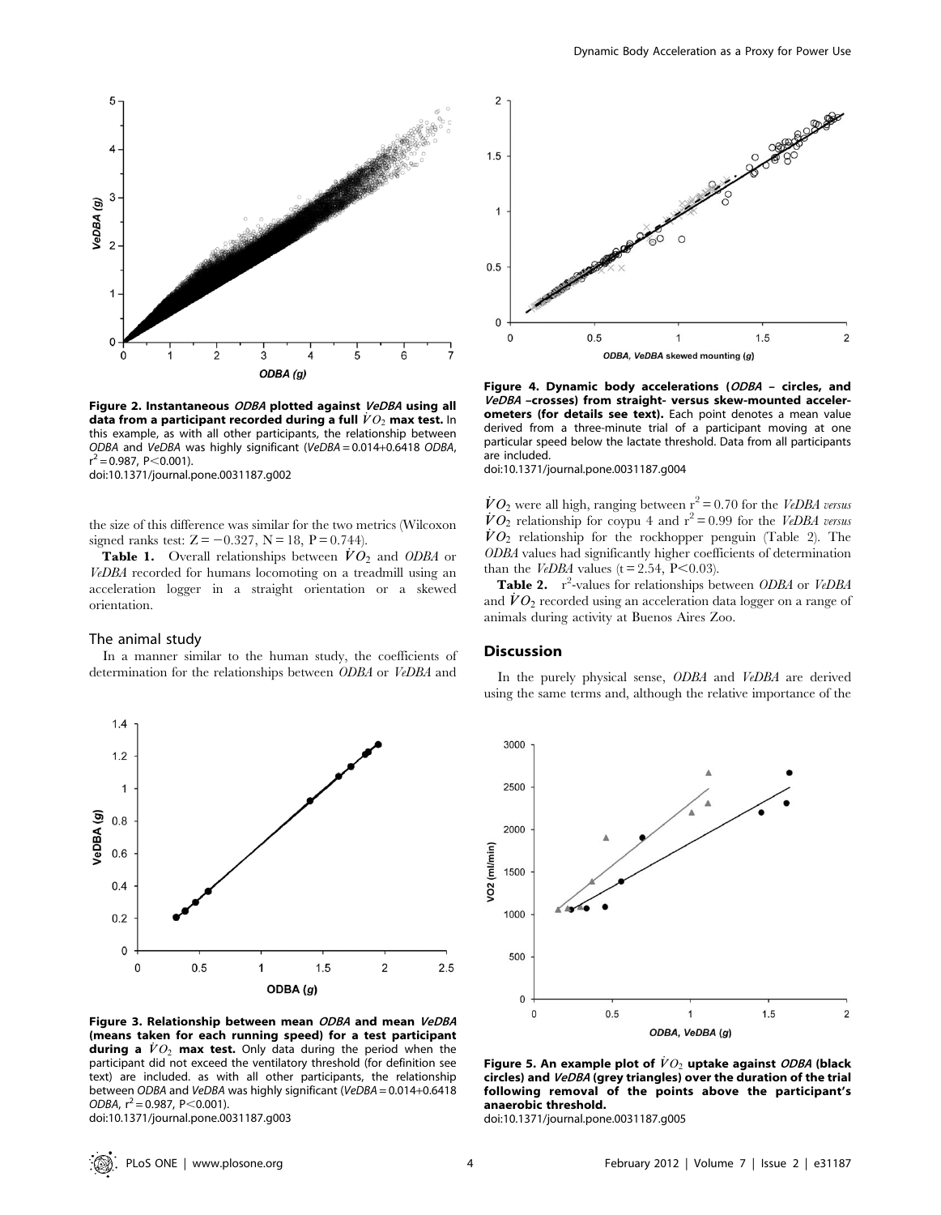Figure 2. Instantaneous *ODBA* plotted against *VeDBA* using all data from a participant recorded during a full $\dot{V}O_2$ max test. In this example, as with all other participants, the relationship between *ODBA* and *VeDBA* was highly significant (*VeDBA* = 0.014+0.6418 *ODBA*, $r^2 = 0.987$, $P < 0.001$).
doi:10.1371/journal.pone.0031187.g002

Figure 4. Dynamic body accelerations (*ODBA* – circles, and *VeDBA* –crosses) from straight- versus skew-mounted accelerometers (for details see text). Each point denotes a mean value derived from a three-minute trial of a participant moving at one particular speed below the lactate threshold. Data from all participants are included.
doi:10.1371/journal.pone.0031187.g004

the size of this difference was similar for the two metrics (Wilcoxon signed ranks test: $Z = -0.327$, $N = 18$, $P = 0.744$).

**Table 1.** Overall relationships between $\dot{V}O_2$ and *ODBA* or *VeDBA* recorded for humans locomoting on a treadmill using an acceleration logger in a straight orientation or a skewed orientation.

### The animal study

In a manner similar to the human study, the coefficients of determination for the relationships between *ODBA* or *VeDBA* and $\dot{V}O_2$ were all high, ranging between $r^2 = 0.70$ for the *VeDBA versus* $\dot{V}O_2$ relationship for coypu 4 and $r^2 = 0.99$ for the *VeDBA versus* $\dot{V}O_2$ relationship for the rockhopper penguin (Table 2). The *ODBA* values had significantly higher coefficients of determination than the *VeDBA* values ($t = 2.54$, $P < 0.03$).

**Table 2.** $r^2$-values for relationships between *ODBA* or *VeDBA* and $\dot{V}O_2$ recorded using an acceleration data logger on a range of animals during activity at Buenos Aires Zoo.

## Discussion

In the purely physical sense, *ODBA* and *VeDBA* are derived using the same terms and, although the relative importance of the

Figure 3. Relationship between mean *ODBA* and mean *VeDBA* (means taken for each running speed) for a test participant during a $\dot{V}O_2$ max test. Only data during the period when the participant did not exceed the ventilatory threshold (for definition see text) are included. as with all other participants, the relationship between *ODBA* and *VeDBA* was highly significant (*VeDBA* = 0.014+0.6418 *ODBA*, $r^2 = 0.987$, $P < 0.001$).
doi:10.1371/journal.pone.0031187.g003

Figure 5. An example plot of $\dot{V}O_2$ uptake against *ODBA* (black circles) and *VeDBA* (grey triangles) over the duration of the trial following removal of the points above the participant's anaerobic threshold.
doi:10.1371/journal.pone.0031187.g005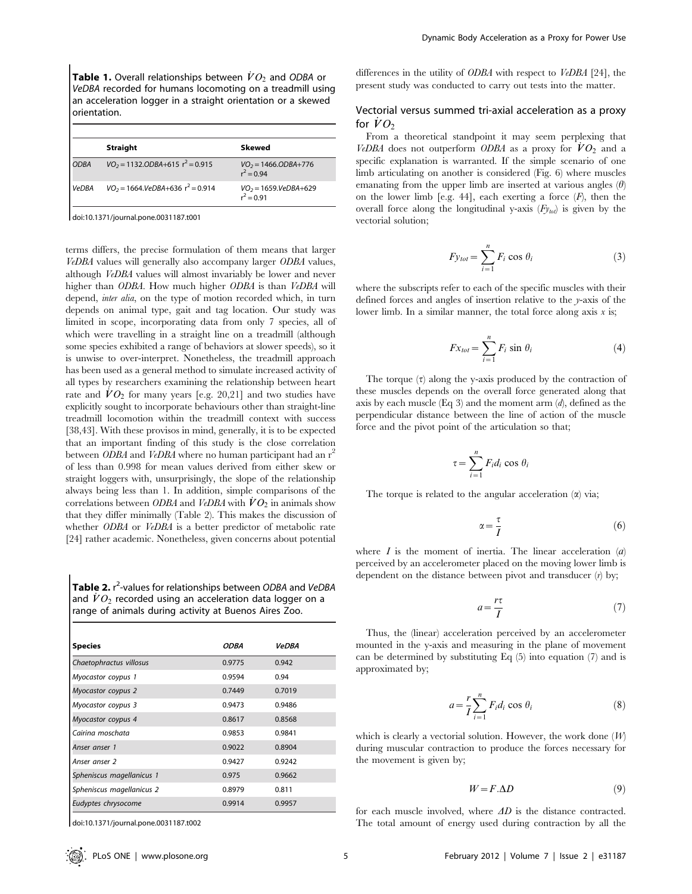**Table 1.** Overall relationships between $\dot{V}O_2$ and *ODBA* or *VeDBA* recorded for humans locomoting on a treadmill using an acceleration logger in a straight orientation or a skewed orientation.

| | **Straight** | **Skewed** |
|---|---|---|
| *ODBA* | $VO_2 = 1132.ODBA + 615$ $r^2 = 0.915$ | $VO_2 = 1466.ODBA + 776$ $r^2 = 0.94$ |
| *VeDBA* | $VO_2 = 1664.VeDBA + 636$ $r^2 = 0.914$ | $VO_2 = 1659.VeDBA + 629$ $r^2 = 0.91$ |

doi:10.1371/journal.pone.0031187.t001

terms differs, the precise formulation of them means that larger *VeDBA* values will generally also accompany larger *ODBA* values, although *VeDBA* values will almost invariably be lower and never higher than *ODBA*. How much higher *ODBA* is than *VeDBA* will depend, *inter alia*, on the type of motion recorded which, in turn depends on animal type, gait and tag location. Our study was limited in scope, incorporating data from only 7 species, all of which were travelling in a straight line on a treadmill (although some species exhibited a range of behaviors at slower speeds), so it is unwise to over-interpret. Nonetheless, the treadmill approach has been used as a general method to simulate increased activity of all types by researchers examining the relationship between heart rate and $\dot{V}O_2$ for many years [e.g. 20,21] and two studies have explicitly sought to incorporate behaviours other than straight-line treadmill locomotion within the treadmill context with success [38,43]. With these provisos in mind, generally, it is to be expected that an important finding of this study is the close correlation between *ODBA* and *VeDBA* where no human participant had an $r^2$ of less than 0.998 for mean values derived from either skew or straight loggers with, unsurprisingly, the slope of the relationship always being less than 1. In addition, simple comparisons of the correlations between *ODBA* and *VeDBA* with $\dot{V}O_2$ in animals show that they differ minimally (Table 2). This makes the discussion of whether *ODBA* or *VeDBA* is a better predictor of metabolic rate [24] rather academic. Nonetheless, given concerns about potential differences in the utility of *ODBA* with respect to *VeDBA* [24], the present study was conducted to carry out tests into the matter.

**Table 2.** $r^2$-values for relationships between *ODBA* and *VeDBA* and $\dot{V}O_2$ recorded using an acceleration data logger on a range of animals during activity at Buenos Aires Zoo.

| **Species** | ***ODBA*** | ***VeDBA*** |
|---|---|---|
| *Chaetophractus villosus* | 0.9775 | 0.942 |
| *Myocastor coypus 1* | 0.9594 | 0.94 |
| *Myocastor coypus 2* | 0.7449 | 0.7019 |
| *Myocastor coypus 3* | 0.9473 | 0.9486 |
| *Myocastor coypus 4* | 0.8617 | 0.8568 |
| *Cairina moschata* | 0.9853 | 0.9841 |
| *Anser anser 1* | 0.9022 | 0.8904 |
| *Anser anser 2* | 0.9427 | 0.9242 |
| *Spheniscus magellanicus 1* | 0.975 | 0.9662 |
| *Spheniscus magellanicus 2* | 0.8979 | 0.811 |
| *Eudyptes chrysocome* | 0.9914 | 0.9957 |

doi:10.1371/journal.pone.0031187.t002

### Vectorial versus summed tri-axial acceleration as a proxy for $\dot{V}O_2$

From a theoretical standpoint it may seem perplexing that *VeDBA* does not outperform *ODBA* as a proxy for $\dot{V}O_2$ and a specific explanation is warranted. If the simple scenario of one limb articulating on another is considered (Fig. 6) where muscles emanating from the upper limb are inserted at various angles ($\theta$) on the lower limb [e.g. 44], each exerting a force ($F$), then the overall force along the longitudinal y-axis ($Fy_{tot}$) is given by the vectorial solution;

$$Fy_{tot} = \sum_{i=1}^{n} F_i \cos\theta_i \tag{3}$$

where the subscripts refer to each of the specific muscles with their defined forces and angles of insertion relative to the *y*-axis of the lower limb. In a similar manner, the total force along axis *x* is;

$$Fx_{tot} = \sum_{i=1}^{n} F_i \sin\theta_i \tag{4}$$

The torque ($\tau$) along the y-axis produced by the contraction of these muscles depends on the overall force generated along that axis by each muscle (Eq 3) and the moment arm ($d$), defined as the perpendicular distance between the line of action of the muscle force and the pivot point of the articulation so that;

$$\tau = \sum_{i=1}^{n} F_i d_i \cos\theta_i$$

The torque is related to the angular acceleration ($\alpha$) via;

$$\alpha = \frac{\tau}{I} \tag{6}$$

where $I$ is the moment of inertia. The linear acceleration ($a$) perceived by an accelerometer placed on the moving lower limb is dependent on the distance between pivot and transducer ($r$) by;

$$a = \frac{r\tau}{I} \tag{7}$$

Thus, the (linear) acceleration perceived by an accelerometer mounted in the y-axis and measuring in the plane of movement can be determined by substituting Eq (5) into equation (7) and is approximated by;

$$a = \frac{r}{I}\sum_{i=1}^{n} F_i d_i \cos\theta_i \tag{8}$$

which is clearly a vectorial solution. However, the work done ($W$) during muscular contraction to produce the forces necessary for the movement is given by;

$$W = F.\Delta D \tag{9}$$

for each muscle involved, where $\Delta D$ is the distance contracted. The total amount of energy used during contraction by all the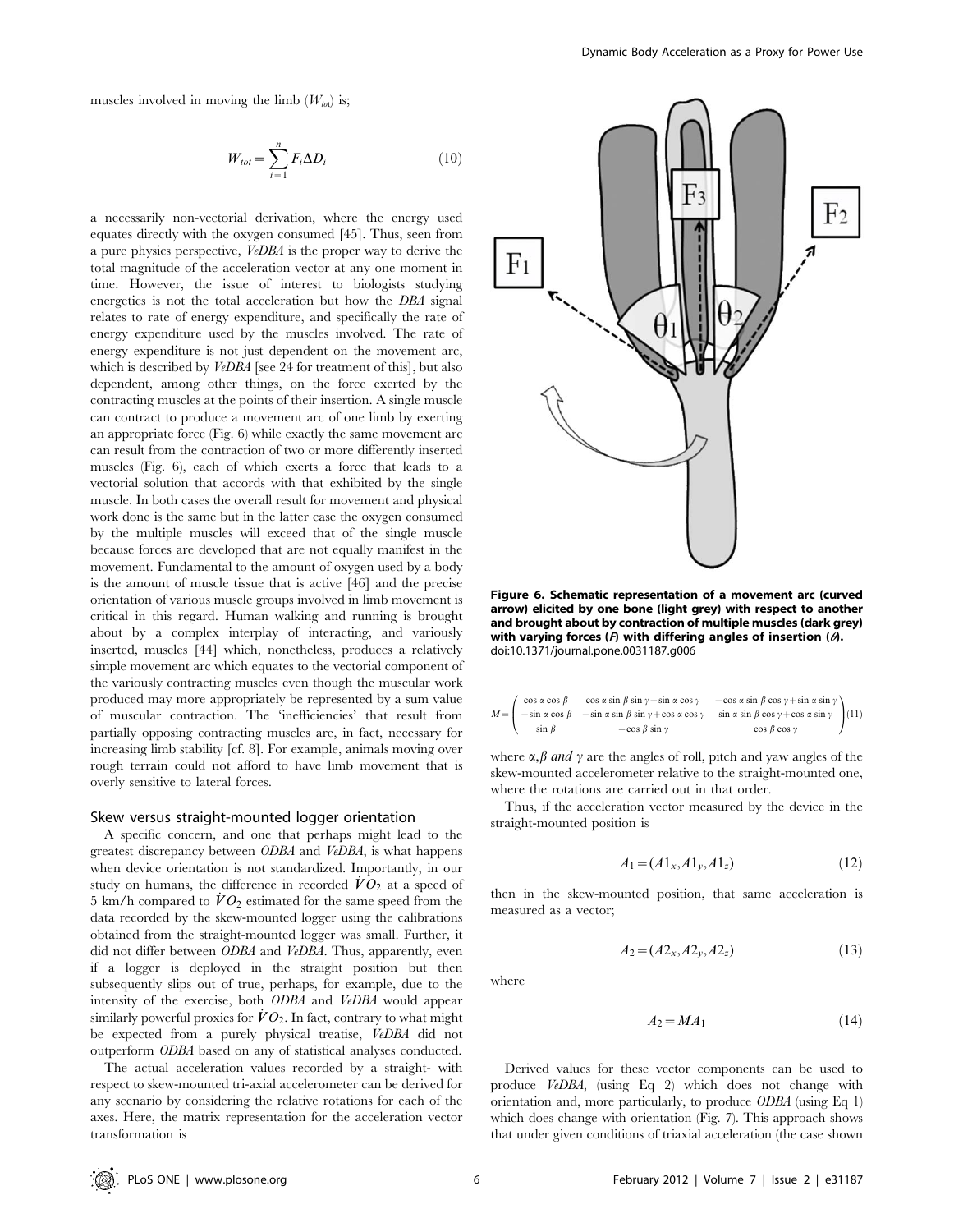muscles involved in moving the limb ($W_{tot}$) is;

$$W_{tot} = \sum_{i=1}^{n} F_i \Delta D_i \tag{10}$$

a necessarily non-vectorial derivation, where the energy used equates directly with the oxygen consumed [45]. Thus, seen from a pure physics perspective, *VeDBA* is the proper way to derive the total magnitude of the acceleration vector at any one moment in time. However, the issue of interest to biologists studying energetics is not the total acceleration but how the *DBA* signal relates to rate of energy expenditure, and specifically the rate of energy expenditure used by the muscles involved. The rate of energy expenditure is not just dependent on the movement arc, which is described by *VeDBA* [see 24 for treatment of this], but also dependent, among other things, on the force exerted by the contracting muscles at the points of their insertion. A single muscle can contract to produce a movement arc of one limb by exerting an appropriate force (Fig. 6) while exactly the same movement arc can result from the contraction of two or more differently inserted muscles (Fig. 6), each of which exerts a force that leads to a vectorial solution that accords with that exhibited by the single muscle. In both cases the overall result for movement and physical work done is the same but in the latter case the oxygen consumed by the multiple muscles will exceed that of the single muscle because forces are developed that are not equally manifest in the movement. Fundamental to the amount of oxygen used by a body is the amount of muscle tissue that is active [46] and the precise orientation of various muscle groups involved in limb movement is critical in this regard. Human walking and running is brought about by a complex interplay of interacting, and variously inserted, muscles [44] which, nonetheless, produces a relatively simple movement arc which equates to the vectorial component of the variously contracting muscles even though the muscular work produced may more appropriately be represented by a sum value of muscular contraction. The 'inefficiencies' that result from partially opposing contracting muscles are, in fact, necessary for increasing limb stability [cf. 8]. For example, animals moving over rough terrain could not afford to have limb movement that is overly sensitive to lateral forces.

**Figure 6. Schematic representation of a movement arc (curved arrow) elicited by one bone (light grey) with respect to another and brought about by contraction of multiple muscles (dark grey) with varying forces (*F*) with differing angles of insertion (*θ*).**
doi:10.1371/journal.pone.0031187.g006

### Skew versus straight-mounted logger orientation

A specific concern, and one that perhaps might lead to the greatest discrepancy between *ODBA* and *VeDBA*, is what happens when device orientation is not standardized. Importantly, in our study on humans, the difference in recorded $\dot{V}O_2$ at a speed of 5 km/h compared to $\dot{V}O_2$ estimated for the same speed from the data recorded by the skew-mounted logger using the calibrations obtained from the straight-mounted logger was small. Further, it did not differ between *ODBA* and *VeDBA*. Thus, apparently, even if a logger is deployed in the straight position but then subsequently slips out of true, perhaps, for example, due to the intensity of the exercise, both *ODBA* and *VeDBA* would appear similarly powerful proxies for $\dot{V}O_2$. In fact, contrary to what might be expected from a purely physical treatise, *VeDBA* did not outperform *ODBA* based on any of statistical analyses conducted.

The actual acceleration values recorded by a straight- with respect to skew-mounted tri-axial accelerometer can be derived for any scenario by considering the relative rotations for each of the axes. Here, the matrix representation for the acceleration vector transformation is

$$M = \begin{pmatrix} \cos\alpha\cos\beta & \cos\alpha\sin\beta\sin\gamma + \sin\alpha\cos\gamma & -\cos\alpha\sin\beta\cos\gamma + \sin\alpha\sin\gamma \\ -\sin\alpha\cos\beta & -\sin\alpha\sin\beta\sin\gamma + \cos\alpha\cos\gamma & \sin\alpha\sin\beta\cos\gamma + \cos\alpha\sin\gamma \\ \sin\beta & -\cos\beta\sin\gamma & \cos\beta\cos\gamma \end{pmatrix} \tag{11}$$

where $\alpha, \beta$ *and* $\gamma$ are the angles of roll, pitch and yaw angles of the skew-mounted accelerometer relative to the straight-mounted one, where the rotations are carried out in that order.

Thus, if the acceleration vector measured by the device in the straight-mounted position is

$$A_1 = (A1_x, A1_y, A1_z) \tag{12}$$

then in the skew-mounted position, that same acceleration is measured as a vector;

$$A_2 = (A2_x, A2_y, A2_z) \tag{13}$$

where

$$A_2 = MA_1 \tag{14}$$

Derived values for these vector components can be used to produce *VeDBA*, (using Eq 2) which does not change with orientation and, more particularly, to produce *ODBA* (using Eq 1) which does change with orientation (Fig. 7). This approach shows that under given conditions of triaxial acceleration (the case shown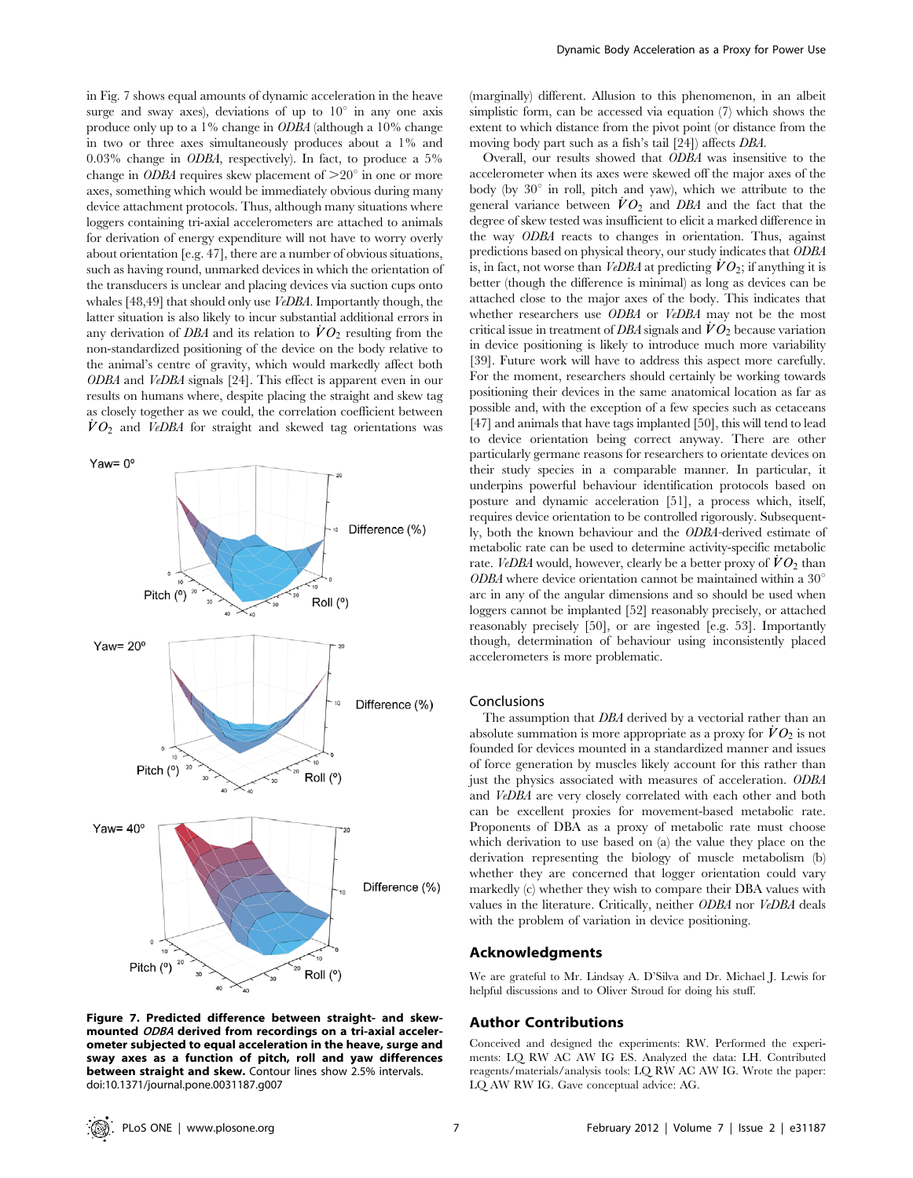in Fig. 7 shows equal amounts of dynamic acceleration in the heave surge and sway axes), deviations of up to 10° in any one axis produce only up to a 1% change in *ODBA* (although a 10% change in two or three axes simultaneously produces about a 1% and 0.03% change in *ODBA*, respectively). In fact, to produce a 5% change in *ODBA* requires skew placement of >20° in one or more axes, something which would be immediately obvious during many device attachment protocols. Thus, although many situations where loggers containing tri-axial accelerometers are attached to animals for derivation of energy expenditure will not have to worry overly about orientation [e.g. 47], there are a number of obvious situations, such as having round, unmarked devices in which the orientation of the transducers is unclear and placing devices via suction cups onto whales [48,49] that should only use *VeDBA*. Importantly though, the latter situation is also likely to incur substantial additional errors in any derivation of *DBA* and its relation to $\dot{V}O_2$ resulting from the non-standardized positioning of the device on the body relative to the animal's centre of gravity, which would markedly affect both *ODBA* and *VeDBA* signals [24]. This effect is apparent even in our results on humans where, despite placing the straight and skew tag as closely together as we could, the correlation coefficient between $\dot{V}O_2$ and *VeDBA* for straight and skewed tag orientations was (marginally) different. Allusion to this phenomenon, in an albeit simplistic form, can be accessed via equation (7) which shows the extent to which distance from the pivot point (or distance from the moving body part such as a fish's tail [24]) affects *DBA*.

Overall, our results showed that *ODBA* was insensitive to the accelerometer when its axes were skewed off the major axes of the body (by 30° in roll, pitch and yaw), which we attribute to the general variance between $\dot{V}O_2$ and *DBA* and the fact that the degree of skew tested was insufficient to elicit a marked difference in the way *ODBA* reacts to changes in orientation. Thus, against predictions based on physical theory, our study indicates that *ODBA* is, in fact, not worse than *VeDBA* at predicting $\dot{V}O_2$; if anything it is better (though the difference is minimal) as long as devices can be attached close to the major axes of the body. This indicates that whether researchers use *ODBA* or *VeDBA* may not be the most critical issue in treatment of *DBA* signals and $\dot{V}O_2$ because variation in device positioning is likely to introduce much more variability [39]. Future work will have to address this aspect more carefully. For the moment, researchers should certainly be working towards positioning their devices in the same anatomical location as far as possible and, with the exception of a few species such as cetaceans [47] and animals that have tags implanted [50], this will tend to lead to device orientation being correct anyway. There are other particularly germane reasons for researchers to orientate devices on their study species in a comparable manner. In particular, it underpins powerful behaviour identification protocols based on posture and dynamic acceleration [51], a process which, itself, requires device orientation to be controlled rigorously. Subsequently, both the known behaviour and the *ODBA*-derived estimate of metabolic rate can be used to determine activity-specific metabolic rate. *VeDBA* would, however, clearly be a better proxy of $\dot{V}O_2$ than *ODBA* where device orientation cannot be maintained within a 30° arc in any of the angular dimensions and so should be used when loggers cannot be implanted [52] reasonably precisely, or attached reasonably precisely [50], or are ingested [e.g. 53]. Importantly though, determination of behaviour using inconsistently placed accelerometers is more problematic.

**Figure 7. Predicted difference between straight- and skew-mounted *ODBA* derived from recordings on a tri-axial accelerometer subjected to equal acceleration in the heave, surge and sway axes as a function of pitch, roll and yaw differences between straight and skew.** Contour lines show 2.5% intervals.
doi:10.1371/journal.pone.0031187.g007

## Conclusions

The assumption that *DBA* derived by a vectorial rather than an absolute summation is more appropriate as a proxy for $\dot{V}O_2$ is not founded for devices mounted in a standardized manner and issues of force generation by muscles likely account for this rather than just the physics associated with measures of acceleration. *ODBA* and *VeDBA* are very closely correlated with each other and both can be excellent proxies for movement-based metabolic rate. Proponents of DBA as a proxy of metabolic rate must choose which derivation to use based on (a) the value they place on the derivation representing the biology of muscle metabolism (b) whether they are concerned that logger orientation could vary markedly (c) whether they wish to compare their DBA values with values in the literature. Critically, neither *ODBA* nor *VeDBA* deals with the problem of variation in device positioning.

## Acknowledgments

We are grateful to Mr. Lindsay A. D'Silva and Dr. Michael J. Lewis for helpful discussions and to Oliver Stroud for doing his stuff.

## Author Contributions

Conceived and designed the experiments: RW. Performed the experiments: LQ RW AC AW IG ES. Analyzed the data: LH. Contributed reagents/materials/analysis tools: LQ RW AC AW IG. Wrote the paper: LQ AW RW IG. Gave conceptual advice: AG.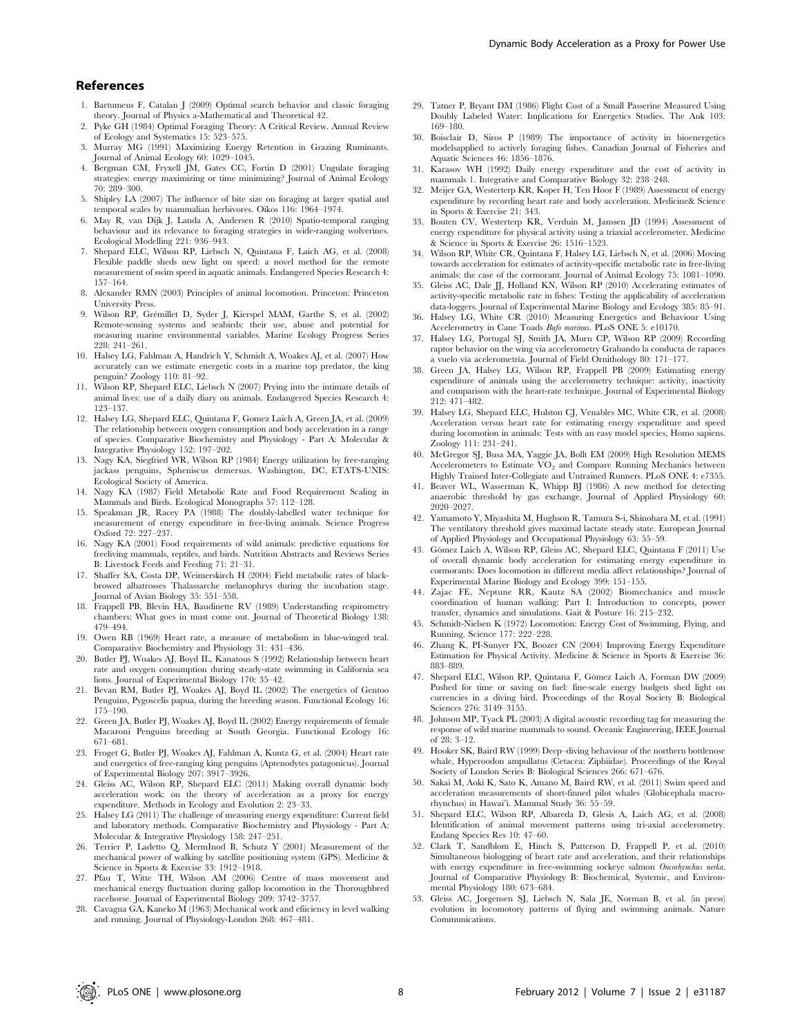## References

1. Bartumeus F, Catalan J (2009) Optimal search behavior and classic foraging theory. Journal of Physics a-Mathematical and Theoretical 42.
2. Pyke GH (1984) Optimal Foraging Theory: A Critical Review. Annual Review of Ecology and Systematics 15: 523–575.
3. Murray MG (1991) Maximizing Energy Retention in Grazing Ruminants. Journal of Animal Ecology 60: 1029–1045.
4. Bergman CM, Fryxell JM, Gates CC, Fortin D (2001) Ungulate foraging strategies: energy maximizing or time minimizing? Journal of Animal Ecology 70: 289–300.
5. Shipley LA (2007) The influence of bite size on foraging at larger spatial and temporal scales by mammalian herbivores. Oikos 116: 1964–1974.
6. May R, van Dijk J, Landa A, Andersen R (2010) Spatio-temporal ranging behaviour and its relevance to foraging strategies in wide-ranging wolverines. Ecological Modelling 221: 936–943.
7. Shepard ELC, Wilson RP, Liebsch N, Quintana F, Laich AG, et al. (2008) Flexible paddle sheds new light on speed: a novel method for the remote measurement of swim speed in aquatic animals. Endangered Species Research 4: 157–164.
8. Alexander RMN (2003) Principles of animal locomotion. Princeton: Princeton University Press.
9. Wilson RP, Grémillet D, Syder J, Kierspel MAM, Garthe S, et al. (2002) Remote-sensing systems and seabirds: their use, abuse and potential for measuring marine environmental variables. Marine Ecology Progress Series 228: 241–261.
10. Halsey LG, Fahlman A, Handrich Y, Schmidt A, Woakes AJ, et al. (2007) How accurately can we estimate energetic costs in a marine top predator, the king penguin? Zoology 110: 81–92.
11. Wilson RP, Shepard ELC, Liebsch N (2007) Prying into the intimate details of animal lives: use of a daily diary on animals. Endangered Species Research 4: 123–137.
12. Halsey LG, Shepard ELC, Quintana F, Gomez Laich A, Green JA, et al. (2009) The relationship between oxygen consumption and body acceleration in a range of species. Comparative Biochemistry and Physiology - Part A: Molecular & Integrative Physiology 152: 197–202.
13. Nagy KA, Siegfried WR, Wilson RP (1984) Energy utilization by free-ranging jackass penguins, Spheniscus demersus. Washington, DC, ETATS-UNIS: Ecological Society of America.
14. Nagy KA (1987) Field Metabolic Rate and Food Requirement Scaling in Mammals and Birds. Ecological Monographs 57: 112–128.
15. Speakman JR, Racey PA (1988) The doubly-labelled water technique for measurement of energy expenditure in free-living animals. Science Progress Oxford 72: 227–237.
16. Nagy KA (2001) Food requirements of wild animals: predictive equations for freeliving mammals, reptiles, and birds. Nutrition Abstracts and Reviews Series B: Livestock Feeds and Feeding 71: 21–31.
17. Shaffer SA, Costa DP, Weimerskirch H (2004) Field metabolic rates of black-browed albatrosses Thalassarche melanophrys during the incubation stage. Journal of Avian Biology 35: 551–558.
18. Frappell PB, Blevin HA, Baudinette RV (1989) Understanding respirometry chambers: What goes in must come out. Journal of Theoretical Biology 138: 479–494.
19. Owen RB (1969) Heart rate, a measure of metabolism in blue-winged teal. Comparative Biochemistry and Physiology 31: 431–436.
20. Butler PJ, Woakes AJ, Boyd IL, Kanatous S (1992) Relationship between heart rate and oxygen consumption during steady-state swimming in California sea lions. Journal of Experimental Biology 170: 35–42.
21. Bevan RM, Butler PJ, Woakes AJ, Boyd IL (2002) The energetics of Gentoo Penguins, Pygoscelis papua, during the breeding season. Functional Ecology 16: 175–190.
22. Green JA, Butler PJ, Woakes AJ, Boyd IL (2002) Energy requirements of female Macaroni Penguins breeding at South Georgia. Functional Ecology 16: 671–681.
23. Froget G, Butler PJ, Woakes AJ, Fahlman A, Kuntz G, et al. (2004) Heart rate and energetics of free-ranging king penguins (Aptenodytes patagonicus). Journal of Experimental Biology 207: 3917–3926.
24. Gleiss AC, Wilson RP, Shepard ELC (2011) Making overall dynamic body acceleration work: on the theory of acceleration as a proxy for energy expenditure. Methods in Ecology and Evolution 2: 23–33.
25. Halsey LG (2011) The challenge of measuring energy expenditure: Current field and laboratory methods. Comparative Biochemistry and Physiology - Part A: Molecular & Integrative Physiology 158: 247–251.
26. Terrier P, Ladetto Q, MermInod B, Schutz Y (2001) Measurement of the mechanical power of walking by satellite positioning system (GPS). Medicine & Science in Sports & Exercise 33: 1912–1918.
27. Pfau T, Witte TH, Wilson AM (2006) Centre of mass movement and mechanical energy fluctuation during gallop locomotion in the Thoroughbred racehorse. Journal of Experimental Biology 209: 3742–3757.
28. Cavagna GA, Kaneko M (1963) Mechanical work and efiiciency in level walking and running. Journal of Physiology-London 268: 467–481.
29. Tatner P, Bryant DM (1986) Flight Cost of a Small Passerine Measured Using Doubly Labeled Water: Implications for Energetics Studies. The Auk 103: 169–180.
30. Boisclair D, Siros P (1989) The importance of activity in bioenergetics modelsapplied to actively foraging fishes. Canadian Journal of Fisheries and Aquatic Sciences 46: 1856–1876.
31. Karasov WH (1992) Daily energy expenditure and the cost of activity in mammals 1. Integrative and Comparative Biology 32: 238–248.
32. Meijer GA, Westerterp KR, Koper H, Ten Hoor F (1989) Assessment of energy expenditure by recording heart rate and body acceleration. Medicine& Science in Sports & Exercise 21: 343.
33. Bouten CV, Westerterp KR, Verduin M, Janssen JD (1994) Assessment of energy expenditure for physical activity using a triaxial accelerometer. Medicine & Science in Sports & Exercise 26: 1516–1523.
34. Wilson RP, White CR, Quintana F, Halsey LG, Liebsch N, et al. (2006) Moving towards acceleration for estimates of activity-specific metabolic rate in free-living animals: the case of the cormorant. Journal of Animal Ecology 75: 1081–1090.
35. Gleiss AC, Dale JJ, Holland KN, Wilson RP (2010) Accelerating estimates of activity-specific metabolic rate in fishes: Testing the applicability of acceleration data-loggers. Journal of Experimental Marine Biology and Ecology 385: 85–91.
36. Halsey LG, White CR (2010) Measuring Energetics and Behaviour Using Accelerometry in Cane Toads *Bufo marinus*. PLoS ONE 5: e10170.
37. Halsey LG, Portugal SJ, Smith JA, Murn CP, Wilson RP (2009) Recording raptor behavior on the wing via accelerometry Grabando la conducta de rapaces a vuelo via acelerometría. Journal of Field Ornithology 80: 171–177.
38. Green JA, Halsey LG, Wilson RP, Frappell PB (2009) Estimating energy expenditure of animals using the accelerometry technique: activity, inactivity and comparison with the heart-rate technique. Journal of Experimental Biology 212: 471–482.
39. Halsey LG, Shepard ELC, Hulston CJ, Venables MC, White CR, et al. (2008) Acceleration versus heart rate for estimating energy expenditure and speed during locomotion in animals: Tests with an easy model species, Homo sapiens. Zoology 111: 231–241.
40. McGregor SJ, Busa MA, Yaggie JA, Bollt EM (2009) High Resolution MEMS Accelerometers to Estimate $VO_2$ and Compare Running Mechanics between Highly Trained Inter-Collegiate and Untrained Runners. PLoS ONE 4: e7355.
41. Beaver WL, Wasserman K, Whipp BJ (1986) A new method for detecting anaerobic threshold by gas exchange. Journal of Applied Physiology 60: 2020–2027.
42. Yamamoto Y, Miyashita M, Hughson R, Tamura S-i, Shinohara M, et al. (1991) The ventilatory threshold gives maximal lactate steady state. European Journal of Applied Physiology and Occupational Physiology 63: 55–59.
43. Gómez Laich A, Wilson RP, Gleiss AC, Shepard ELC, Quintana F (2011) Use of overall dynamic body acceleration for estimating energy expenditure in cormorants: Does locomotion in different media affect relationships? Journal of Experimental Marine Biology and Ecology 399: 151–155.
44. Zajac FE, Neptune RR, Kautz SA (2002) Biomechanics and muscle coordination of human walking: Part I: Introduction to concepts, power transfer, dynamics and simulations. Gait & Posture 16: 215–232.
45. Schmidt-Nielsen K (1972) Locomotion: Energy Cost of Swimming, Flying, and Running. Science 177: 222–228.
46. Zhang K, PI-Sunyer FX, Boozer CN (2004) Improving Energy Expenditure Estimation for Physical Activity. Medicine & Science in Sports & Exercise 36: 883–889.
47. Shepard ELC, Wilson RP, Quintana F, Gómez Laich A, Forman DW (2009) Pushed for time or saving on fuel: fine-scale energy budgets shed light on currencies in a diving bird. Proceedings of the Royal Society B: Biological Sciences 276: 3149–3155.
48. Johnson MP, Tyack PL (2003) A digital acoustic recording tag for measuring the response of wild marine mammals to sound. Oceanic Engineering, IEEE Journal of 28: 3–12.
49. Hooker SK, Baird RW (1999) Deep–diving behaviour of the northern bottlenose whale, Hyperoodon ampullatus (Cetacea: Ziphiidae). Proceedings of the Royal Society of London Series B: Biological Sciences 266: 671–676.
50. Sakai M, Aoki K, Sato K, Amano M, Baird RW, et al. (2011) Swim speed and acceleration measurements of short-finned pilot whales (Globicephala macrorhynchus) in Hawai'i. Mammal Study 36: 55–59.
51. Shepard ELC, Wilson RP, Albareda D, Glesis A, Laich AG, et al. (2008) Identification of animal movement patterns using tri-axial accelerometry. Endang Species Res 10: 47–60.
52. Clark T, Sandblom E, Hinch S, Patterson D, Frappell P, et al. (2010) Simultaneous biologging of heart rate and acceleration, and their relationships with energy expenditure in free-swimming sockeye salmon *Oncorhynchus nerka*. Journal of Comparative Physiology B: Biochemical, Systemic, and Environmental Physiology 180: 673–684.
53. Gleiss AC, Jorgensen SJ, Liebsch N, Sala JE, Norman B, et al. (in press) evolution in locomotory patterns of flying and swimming animals. Nature Communications.